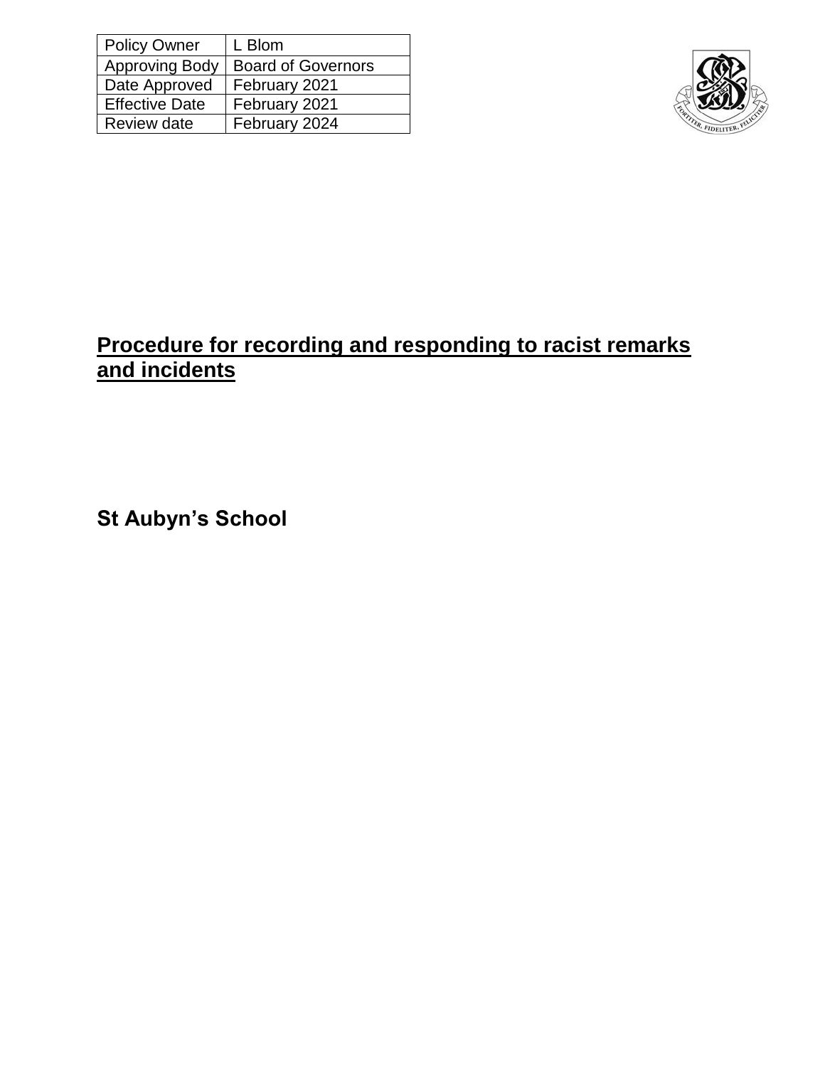| Policy Owner | L Blom |
|---|---|
| Approving Body | Board of Governors |
| Date Approved | February 2021 |
| Effective Date | February 2021 |
| Review date | February 2024 |

# Procedure for recording and responding to racist remarks and incidents

## St Aubyn's School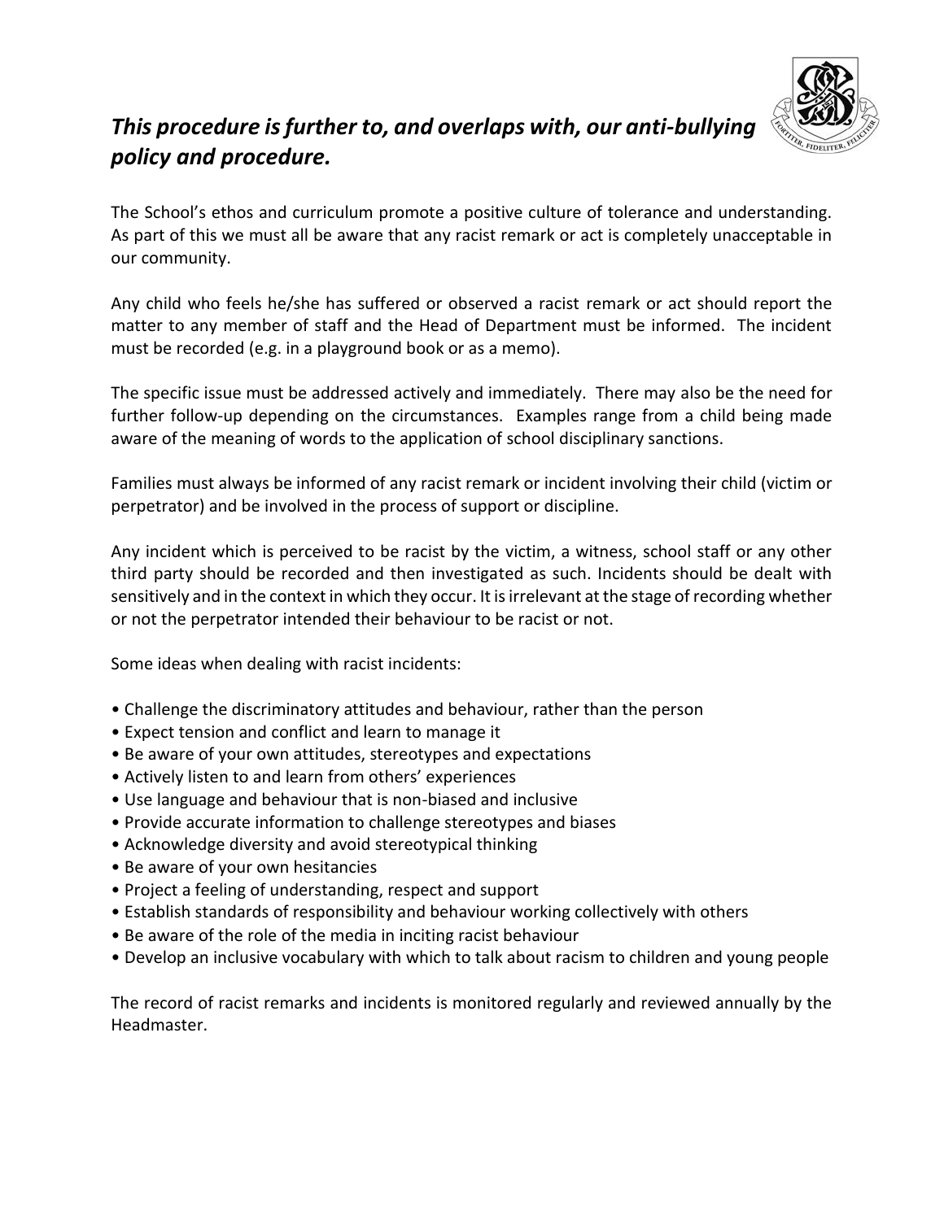***This procedure is further to, and overlaps with, our anti-bullying policy and procedure.***

The School's ethos and curriculum promote a positive culture of tolerance and understanding. As part of this we must all be aware that any racist remark or act is completely unacceptable in our community.

Any child who feels he/she has suffered or observed a racist remark or act should report the matter to any member of staff and the Head of Department must be informed. The incident must be recorded (e.g. in a playground book or as a memo).

The specific issue must be addressed actively and immediately. There may also be the need for further follow-up depending on the circumstances. Examples range from a child being made aware of the meaning of words to the application of school disciplinary sanctions.

Families must always be informed of any racist remark or incident involving their child (victim or perpetrator) and be involved in the process of support or discipline.

Any incident which is perceived to be racist by the victim, a witness, school staff or any other third party should be recorded and then investigated as such. Incidents should be dealt with sensitively and in the context in which they occur. It is irrelevant at the stage of recording whether or not the perpetrator intended their behaviour to be racist or not.

Some ideas when dealing with racist incidents:

- Challenge the discriminatory attitudes and behaviour, rather than the person
- Expect tension and conflict and learn to manage it
- Be aware of your own attitudes, stereotypes and expectations
- Actively listen to and learn from others' experiences
- Use language and behaviour that is non-biased and inclusive
- Provide accurate information to challenge stereotypes and biases
- Acknowledge diversity and avoid stereotypical thinking
- Be aware of your own hesitancies
- Project a feeling of understanding, respect and support
- Establish standards of responsibility and behaviour working collectively with others
- Be aware of the role of the media in inciting racist behaviour
- Develop an inclusive vocabulary with which to talk about racism to children and young people

The record of racist remarks and incidents is monitored regularly and reviewed annually by the Headmaster.